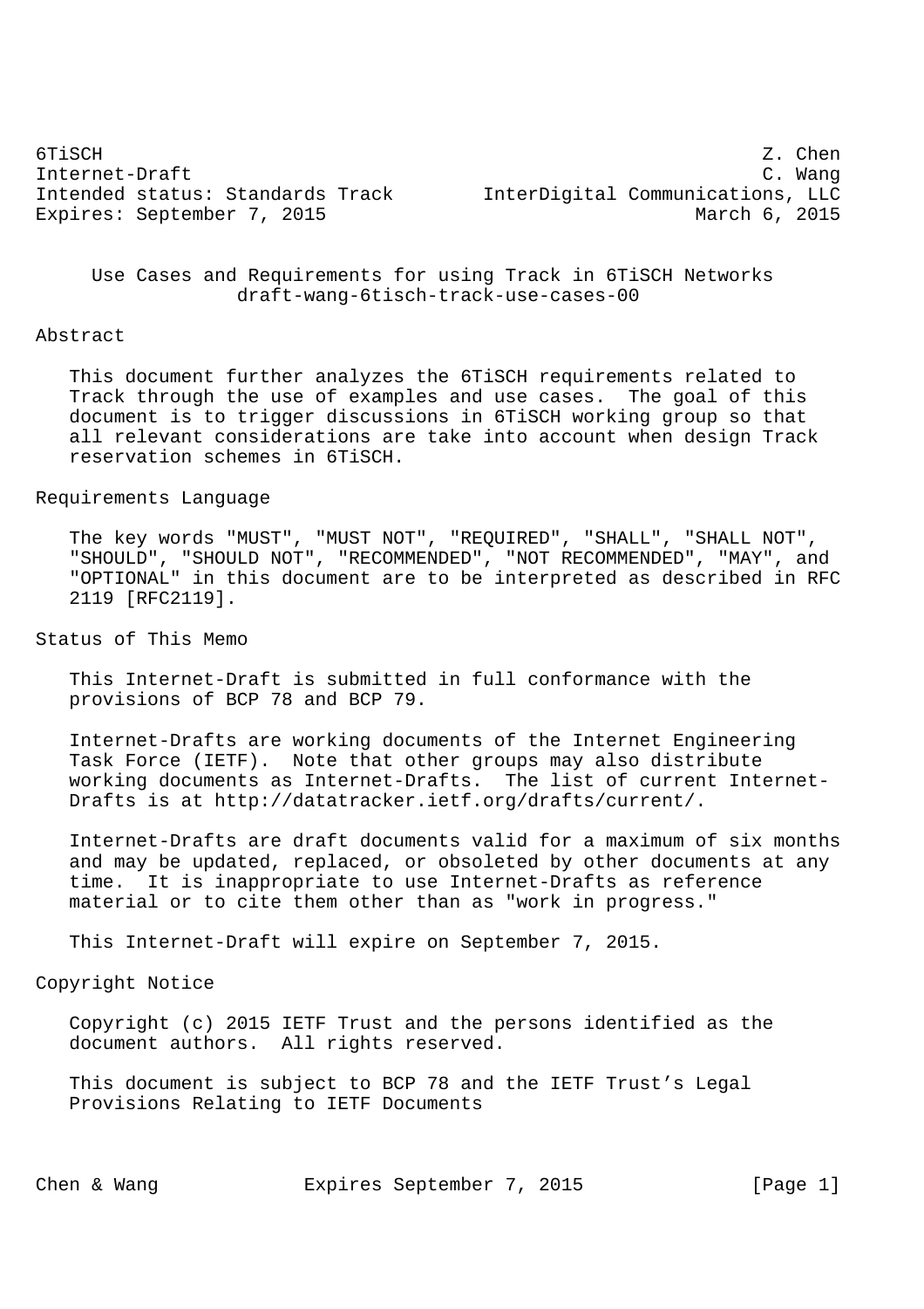6TiSCH Z. Chen
Internet-Draft C. Wang
Intended status: Standards Track InterDigital Communications, LLC
Expires: September 7, 2015 March 6, 2015

# Use Cases and Requirements for using Track in 6TiSCH Networks
draft-wang-6tisch-track-use-cases-00

## Abstract

This document further analyzes the 6TiSCH requirements related to Track through the use of examples and use cases. The goal of this document is to trigger discussions in 6TiSCH working group so that all relevant considerations are take into account when design Track reservation schemes in 6TiSCH.

## Requirements Language

The key words "MUST", "MUST NOT", "REQUIRED", "SHALL", "SHALL NOT", "SHOULD", "SHOULD NOT", "RECOMMENDED", "NOT RECOMMENDED", "MAY", and "OPTIONAL" in this document are to be interpreted as described in RFC 2119 [RFC2119].

## Status of This Memo

This Internet-Draft is submitted in full conformance with the provisions of BCP 78 and BCP 79.

Internet-Drafts are working documents of the Internet Engineering Task Force (IETF). Note that other groups may also distribute working documents as Internet-Drafts. The list of current Internet-Drafts is at http://datatracker.ietf.org/drafts/current/.

Internet-Drafts are draft documents valid for a maximum of six months and may be updated, replaced, or obsoleted by other documents at any time. It is inappropriate to use Internet-Drafts as reference material or to cite them other than as "work in progress."

This Internet-Draft will expire on September 7, 2015.

## Copyright Notice

Copyright (c) 2015 IETF Trust and the persons identified as the document authors. All rights reserved.

This document is subject to BCP 78 and the IETF Trust's Legal Provisions Relating to IETF Documents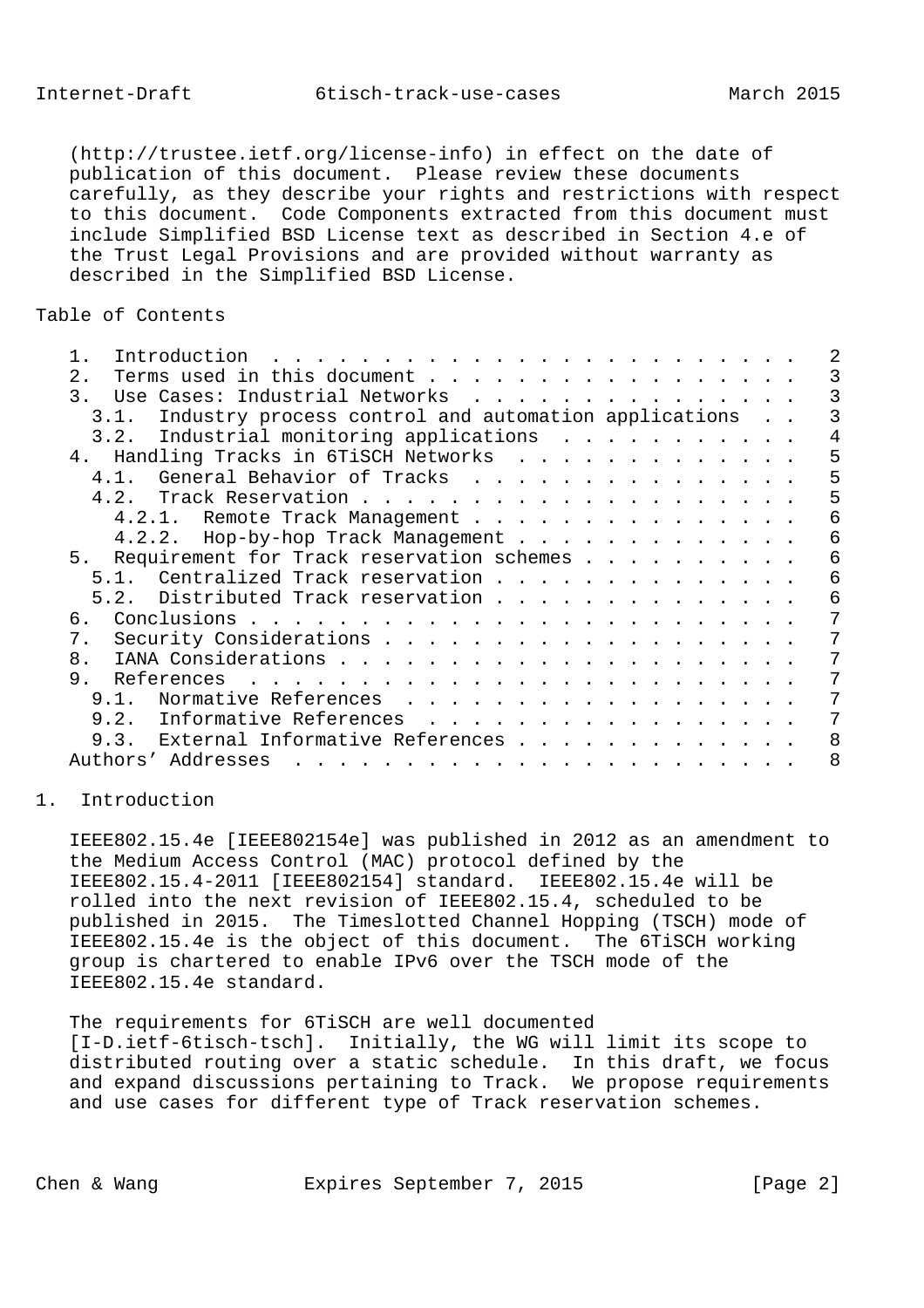(http://trustee.ietf.org/license-info) in effect on the date of publication of this document. Please review these documents carefully, as they describe your rights and restrictions with respect to this document. Code Components extracted from this document must include Simplified BSD License text as described in Section 4.e of the Trust Legal Provisions and are provided without warranty as described in the Simplified BSD License.

## Table of Contents

```
   1.  Introduction  . . . . . . . . . . . . . . . . . . . . . . . .   2
   2.  Terms used in this document . . . . . . . . . . . . . . . . .   3
   3.  Use Cases: Industrial Networks  . . . . . . . . . . . . . . .   3
     3.1.  Industry process control and automation applications  . .   3
     3.2.  Industrial monitoring applications  . . . . . . . . . . .   4
   4.  Handling Tracks in 6TiSCH Networks  . . . . . . . . . . . . .   5
     4.1.  General Behavior of Tracks  . . . . . . . . . . . . . . .   5
     4.2.  Track Reservation . . . . . . . . . . . . . . . . . . . .   5
       4.2.1.  Remote Track Management . . . . . . . . . . . . . . .   6
       4.2.2.  Hop-by-hop Track Management . . . . . . . . . . . . .   6
   5.  Requirement for Track reservation schemes . . . . . . . . . .   6
     5.1.  Centralized Track reservation . . . . . . . . . . . . . .   6
     5.2.  Distributed Track reservation . . . . . . . . . . . . . .   6
   6.  Conclusions . . . . . . . . . . . . . . . . . . . . . . . . .   7
   7.  Security Considerations . . . . . . . . . . . . . . . . . . .   7
   8.  IANA Considerations . . . . . . . . . . . . . . . . . . . . .   7
   9.  References  . . . . . . . . . . . . . . . . . . . . . . . . .   7
     9.1.  Normative References  . . . . . . . . . . . . . . . . . .   7
     9.2.  Informative References  . . . . . . . . . . . . . . . . .   7
     9.3.  External Informative References . . . . . . . . . . . . .   8
   Authors' Addresses  . . . . . . . . . . . . . . . . . . . . . . .   8
```

## 1. Introduction

IEEE802.15.4e [IEEE802154e] was published in 2012 as an amendment to the Medium Access Control (MAC) protocol defined by the IEEE802.15.4-2011 [IEEE802154] standard. IEEE802.15.4e will be rolled into the next revision of IEEE802.15.4, scheduled to be published in 2015. The Timeslotted Channel Hopping (TSCH) mode of IEEE802.15.4e is the object of this document. The 6TiSCH working group is chartered to enable IPv6 over the TSCH mode of the IEEE802.15.4e standard.

The requirements for 6TiSCH are well documented [I-D.ietf-6tisch-tsch]. Initially, the WG will limit its scope to distributed routing over a static schedule. In this draft, we focus and expand discussions pertaining to Track. We propose requirements and use cases for different type of Track reservation schemes.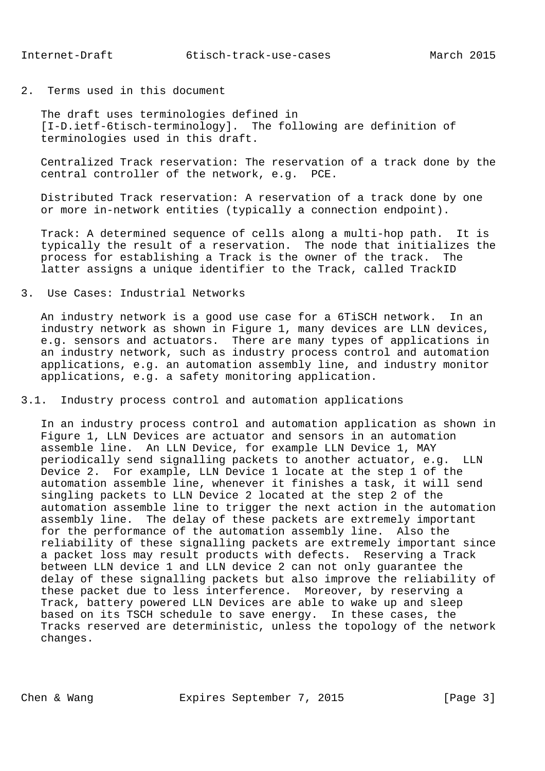## 2. Terms used in this document

The draft uses terminologies defined in [I-D.ietf-6tisch-terminology]. The following are definition of terminologies used in this draft.

Centralized Track reservation: The reservation of a track done by the central controller of the network, e.g. PCE.

Distributed Track reservation: A reservation of a track done by one or more in-network entities (typically a connection endpoint).

Track: A determined sequence of cells along a multi-hop path. It is typically the result of a reservation. The node that initializes the process for establishing a Track is the owner of the track. The latter assigns a unique identifier to the Track, called TrackID

## 3. Use Cases: Industrial Networks

An industry network is a good use case for a 6TiSCH network. In an industry network as shown in Figure 1, many devices are LLN devices, e.g. sensors and actuators. There are many types of applications in an industry network, such as industry process control and automation applications, e.g. an automation assembly line, and industry monitor applications, e.g. a safety monitoring application.

### 3.1. Industry process control and automation applications

In an industry process control and automation application as shown in Figure 1, LLN Devices are actuator and sensors in an automation assemble line. An LLN Device, for example LLN Device 1, MAY periodically send signalling packets to another actuator, e.g. LLN Device 2. For example, LLN Device 1 locate at the step 1 of the automation assemble line, whenever it finishes a task, it will send singling packets to LLN Device 2 located at the step 2 of the automation assemble line to trigger the next action in the automation assembly line. The delay of these packets are extremely important for the performance of the automation assembly line. Also the reliability of these signalling packets are extremely important since a packet loss may result products with defects. Reserving a Track between LLN device 1 and LLN device 2 can not only guarantee the delay of these signalling packets but also improve the reliability of these packet due to less interference. Moreover, by reserving a Track, battery powered LLN Devices are able to wake up and sleep based on its TSCH schedule to save energy. In these cases, the Tracks reserved are deterministic, unless the topology of the network changes.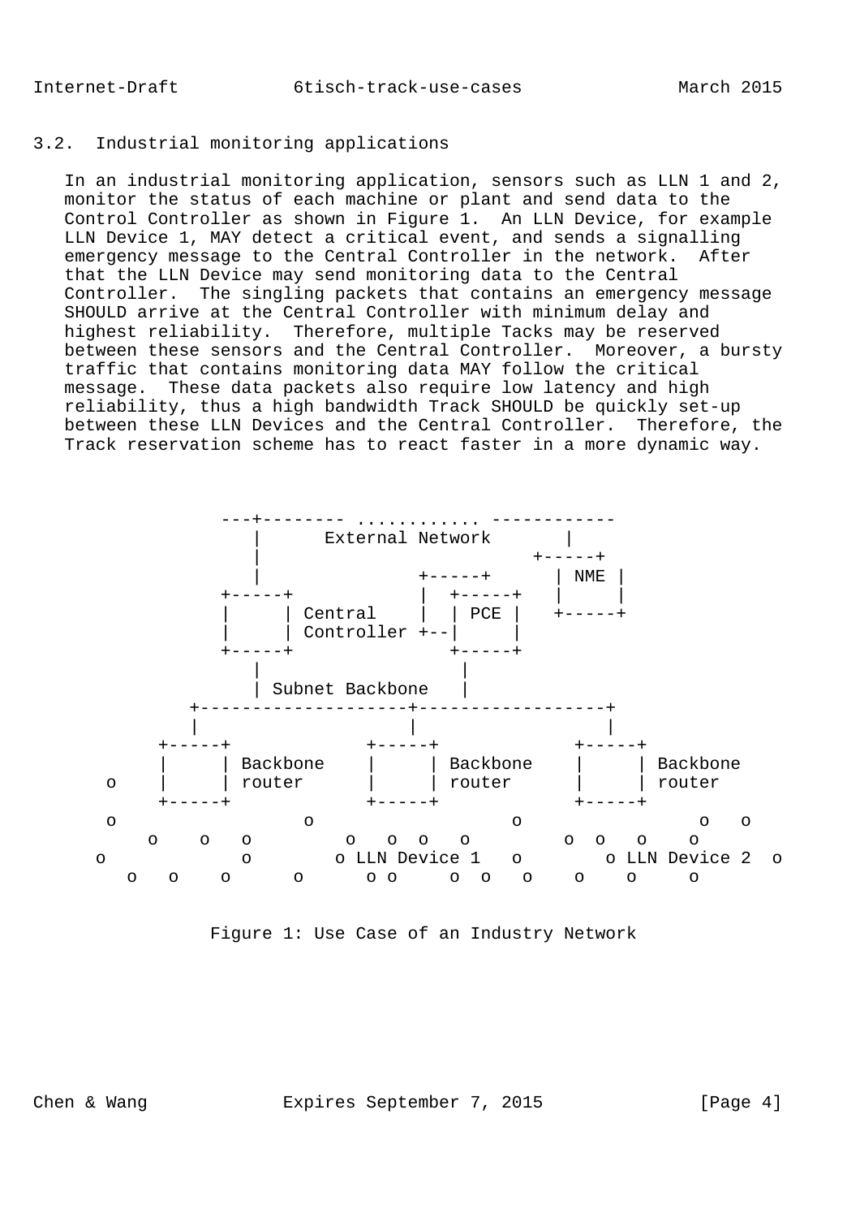## 3.2. Industrial monitoring applications

In an industrial monitoring application, sensors such as LLN 1 and 2, monitor the status of each machine or plant and send data to the Control Controller as shown in Figure 1. An LLN Device, for example LLN Device 1, MAY detect a critical event, and sends a signalling emergency message to the Central Controller in the network. After that the LLN Device may send monitoring data to the Central Controller. The singling packets that contains an emergency message SHOULD arrive at the Central Controller with minimum delay and highest reliability. Therefore, multiple Tacks may be reserved between these sensors and the Central Controller. Moreover, a bursty traffic that contains monitoring data MAY follow the critical message. These data packets also require low latency and high reliability, thus a high bandwidth Track SHOULD be quickly set-up between these LLN Devices and the Central Controller. Therefore, the Track reservation scheme has to react faster in a more dynamic way.

```
                ---+-------- ............ ------------
                   |      External Network       |
                   |                          +-----+
                   |             +-----+      | NME |
                +-----+          |  +-----+   |     |
                |     | Central  |  | PCE |   +-----+
                |     | Controller +--|     |
                +-----+             +-----+
                   |                   |
                   | Subnet Backbone   |
             +--------------------+-----------------+
             |                    |                 |
          +-----+            +-----+           +-----+
          |     | Backbone   |     | Backbone  |     | Backbone
       o  |     | router     |     | router    |     | router
          +-----+            +-----+           +-----+
       o                o                 o                o   o
           o    o   o       o   o  o   o        o  o   o    o
      o            o       o LLN Device 1   o       o LLN Device 2  o
         o   o    o      o      o o     o  o   o    o    o     o
```

Figure 1: Use Case of an Industry Network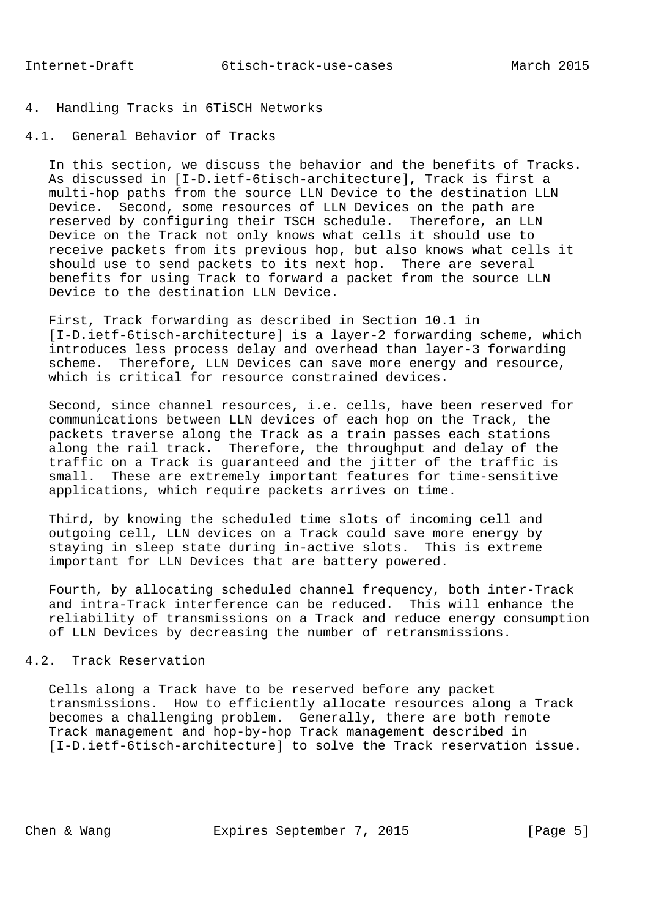# 4. Handling Tracks in 6TiSCH Networks

## 4.1. General Behavior of Tracks

In this section, we discuss the behavior and the benefits of Tracks. As discussed in [I-D.ietf-6tisch-architecture], Track is first a multi-hop paths from the source LLN Device to the destination LLN Device. Second, some resources of LLN Devices on the path are reserved by configuring their TSCH schedule. Therefore, an LLN Device on the Track not only knows what cells it should use to receive packets from its previous hop, but also knows what cells it should use to send packets to its next hop. There are several benefits for using Track to forward a packet from the source LLN Device to the destination LLN Device.

First, Track forwarding as described in Section 10.1 in [I-D.ietf-6tisch-architecture] is a layer-2 forwarding scheme, which introduces less process delay and overhead than layer-3 forwarding scheme. Therefore, LLN Devices can save more energy and resource, which is critical for resource constrained devices.

Second, since channel resources, i.e. cells, have been reserved for communications between LLN devices of each hop on the Track, the packets traverse along the Track as a train passes each stations along the rail track. Therefore, the throughput and delay of the traffic on a Track is guaranteed and the jitter of the traffic is small. These are extremely important features for time-sensitive applications, which require packets arrives on time.

Third, by knowing the scheduled time slots of incoming cell and outgoing cell, LLN devices on a Track could save more energy by staying in sleep state during in-active slots. This is extreme important for LLN Devices that are battery powered.

Fourth, by allocating scheduled channel frequency, both inter-Track and intra-Track interference can be reduced. This will enhance the reliability of transmissions on a Track and reduce energy consumption of LLN Devices by decreasing the number of retransmissions.

## 4.2. Track Reservation

Cells along a Track have to be reserved before any packet transmissions. How to efficiently allocate resources along a Track becomes a challenging problem. Generally, there are both remote Track management and hop-by-hop Track management described in [I-D.ietf-6tisch-architecture] to solve the Track reservation issue.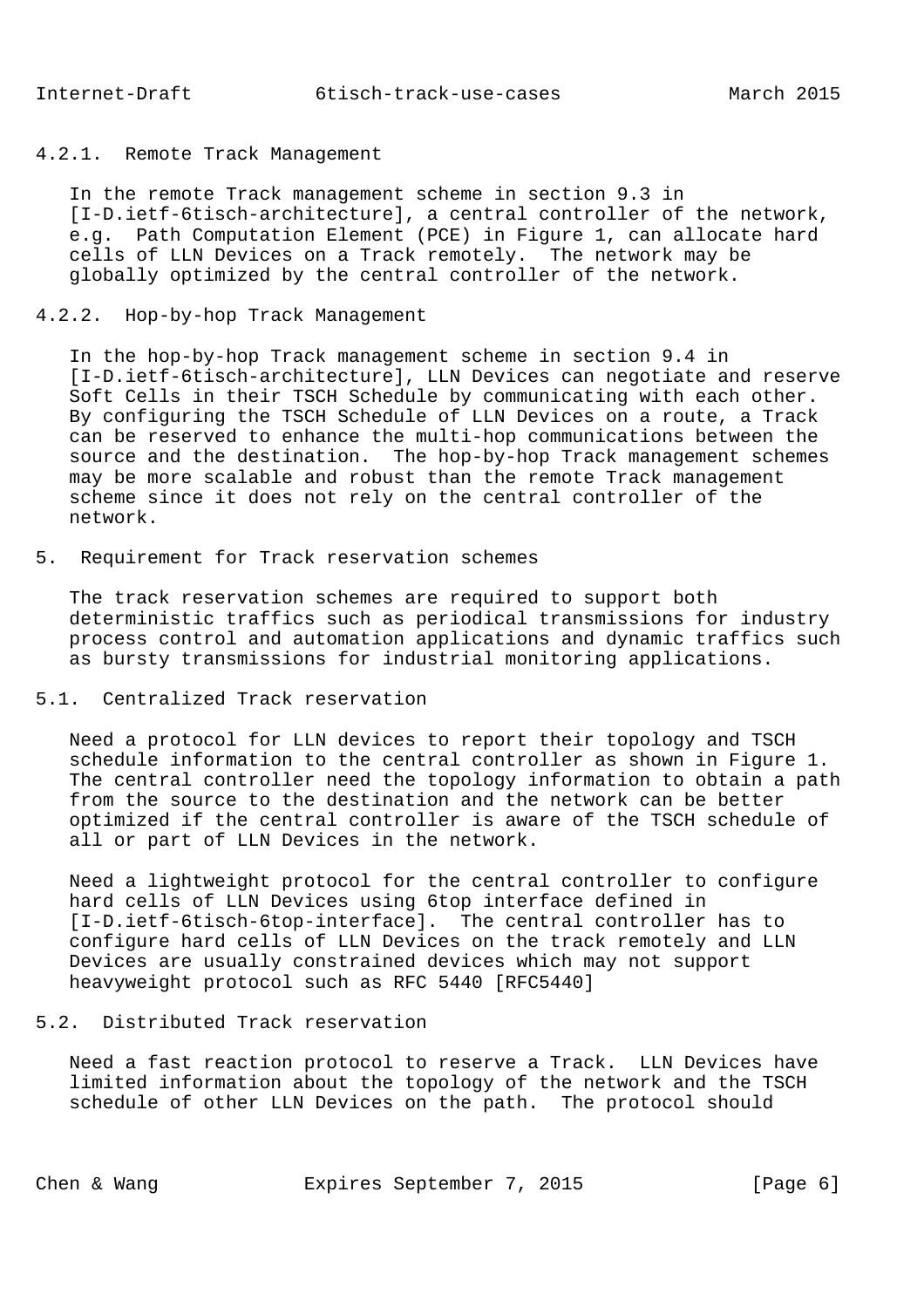#### 4.2.1. Remote Track Management

In the remote Track management scheme in section 9.3 in [I-D.ietf-6tisch-architecture], a central controller of the network, e.g. Path Computation Element (PCE) in Figure 1, can allocate hard cells of LLN Devices on a Track remotely. The network may be globally optimized by the central controller of the network.

#### 4.2.2. Hop-by-hop Track Management

In the hop-by-hop Track management scheme in section 9.4 in [I-D.ietf-6tisch-architecture], LLN Devices can negotiate and reserve Soft Cells in their TSCH Schedule by communicating with each other. By configuring the TSCH Schedule of LLN Devices on a route, a Track can be reserved to enhance the multi-hop communications between the source and the destination. The hop-by-hop Track management schemes may be more scalable and robust than the remote Track management scheme since it does not rely on the central controller of the network.

## 5. Requirement for Track reservation schemes

The track reservation schemes are required to support both deterministic traffics such as periodical transmissions for industry process control and automation applications and dynamic traffics such as bursty transmissions for industrial monitoring applications.

### 5.1. Centralized Track reservation

Need a protocol for LLN devices to report their topology and TSCH schedule information to the central controller as shown in Figure 1. The central controller need the topology information to obtain a path from the source to the destination and the network can be better optimized if the central controller is aware of the TSCH schedule of all or part of LLN Devices in the network.

Need a lightweight protocol for the central controller to configure hard cells of LLN Devices using 6top interface defined in [I-D.ietf-6tisch-6top-interface]. The central controller has to configure hard cells of LLN Devices on the track remotely and LLN Devices are usually constrained devices which may not support heavyweight protocol such as RFC 5440 [RFC5440]

### 5.2. Distributed Track reservation

Need a fast reaction protocol to reserve a Track. LLN Devices have limited information about the topology of the network and the TSCH schedule of other LLN Devices on the path. The protocol should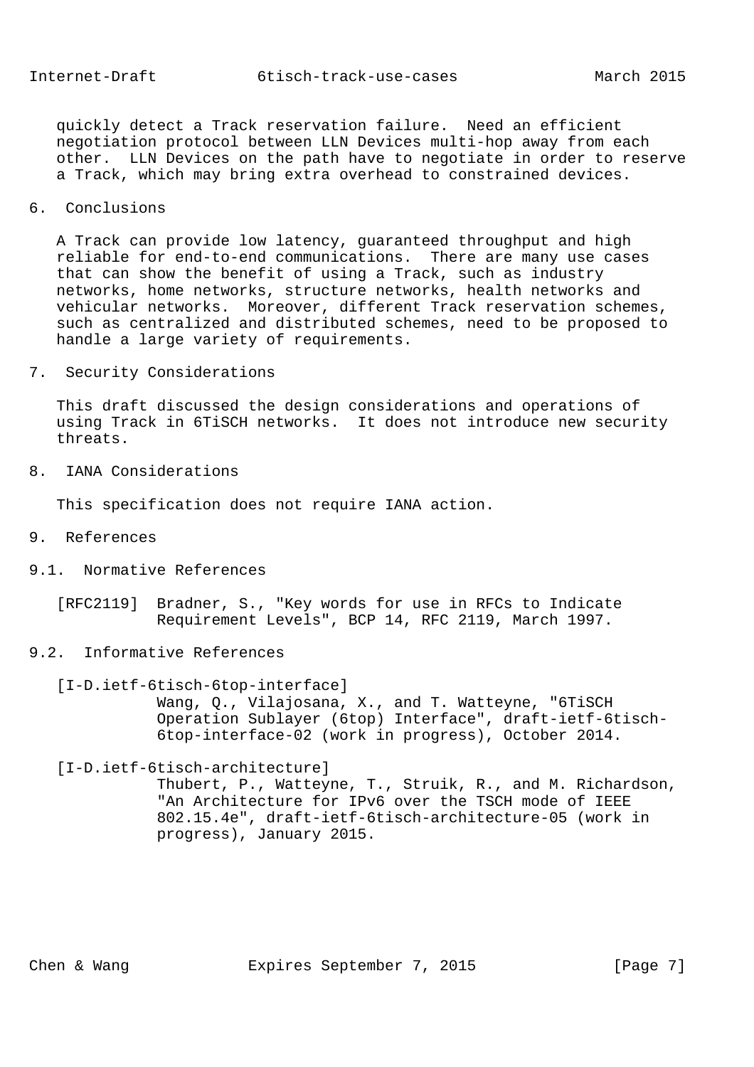quickly detect a Track reservation failure. Need an efficient negotiation protocol between LLN Devices multi-hop away from each other. LLN Devices on the path have to negotiate in order to reserve a Track, which may bring extra overhead to constrained devices.

## 6. Conclusions

A Track can provide low latency, guaranteed throughput and high reliable for end-to-end communications. There are many use cases that can show the benefit of using a Track, such as industry networks, home networks, structure networks, health networks and vehicular networks. Moreover, different Track reservation schemes, such as centralized and distributed schemes, need to be proposed to handle a large variety of requirements.

## 7. Security Considerations

This draft discussed the design considerations and operations of using Track in 6TiSCH networks. It does not introduce new security threats.

## 8. IANA Considerations

This specification does not require IANA action.

## 9. References

### 9.1. Normative References

[RFC2119] Bradner, S., "Key words for use in RFCs to Indicate Requirement Levels", BCP 14, RFC 2119, March 1997.

### 9.2. Informative References

[I-D.ietf-6tisch-6top-interface]
Wang, Q., Vilajosana, X., and T. Watteyne, "6TiSCH Operation Sublayer (6top) Interface", draft-ietf-6tisch-6top-interface-02 (work in progress), October 2014.

[I-D.ietf-6tisch-architecture]
Thubert, P., Watteyne, T., Struik, R., and M. Richardson, "An Architecture for IPv6 over the TSCH mode of IEEE 802.15.4e", draft-ietf-6tisch-architecture-05 (work in progress), January 2015.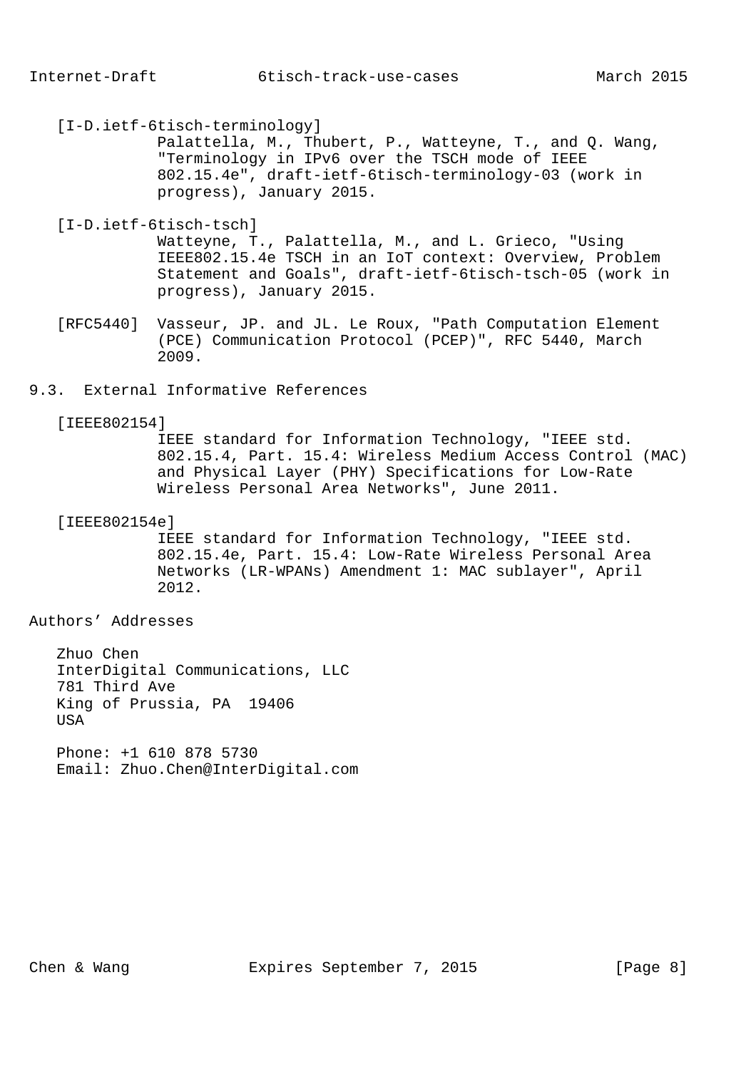[I-D.ietf-6tisch-terminology]
Palattella, M., Thubert, P., Watteyne, T., and Q. Wang, "Terminology in IPv6 over the TSCH mode of IEEE 802.15.4e", draft-ietf-6tisch-terminology-03 (work in progress), January 2015.

[I-D.ietf-6tisch-tsch]
Watteyne, T., Palattella, M., and L. Grieco, "Using IEEE802.15.4e TSCH in an IoT context: Overview, Problem Statement and Goals", draft-ietf-6tisch-tsch-05 (work in progress), January 2015.

[RFC5440] Vasseur, JP. and JL. Le Roux, "Path Computation Element (PCE) Communication Protocol (PCEP)", RFC 5440, March 2009.

## 9.3. External Informative References

[IEEE802154]
IEEE standard for Information Technology, "IEEE std. 802.15.4, Part. 15.4: Wireless Medium Access Control (MAC) and Physical Layer (PHY) Specifications for Low-Rate Wireless Personal Area Networks", June 2011.

[IEEE802154e]
IEEE standard for Information Technology, "IEEE std. 802.15.4e, Part. 15.4: Low-Rate Wireless Personal Area Networks (LR-WPANs) Amendment 1: MAC sublayer", April 2012.

## Authors' Addresses

Zhuo Chen
InterDigital Communications, LLC
781 Third Ave
King of Prussia, PA 19406
USA

Phone: +1 610 878 5730
Email: Zhuo.Chen@InterDigital.com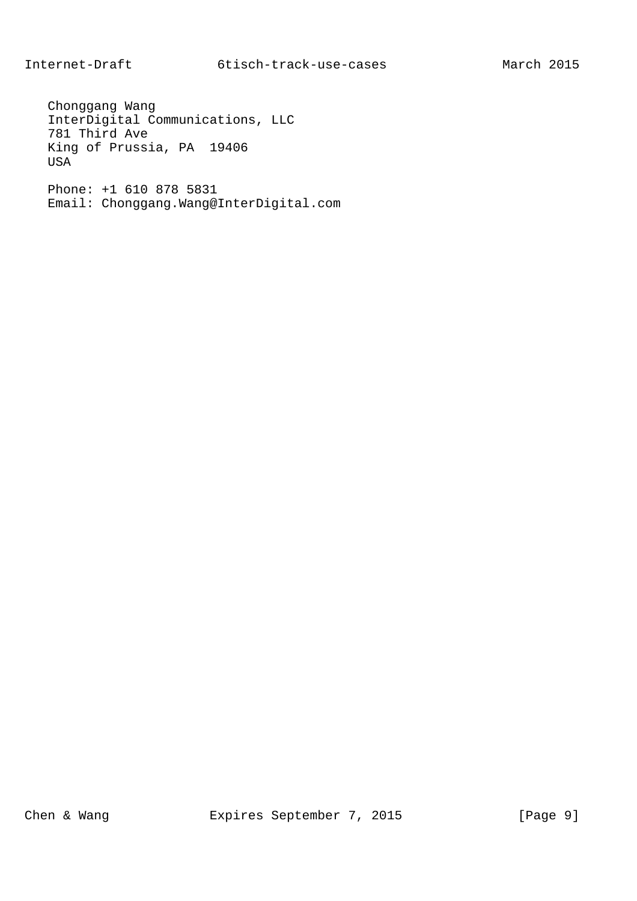Chonggang Wang
InterDigital Communications, LLC
781 Third Ave
King of Prussia, PA  19406
USA

Phone: +1 610 878 5831
Email: Chonggang.Wang@InterDigital.com